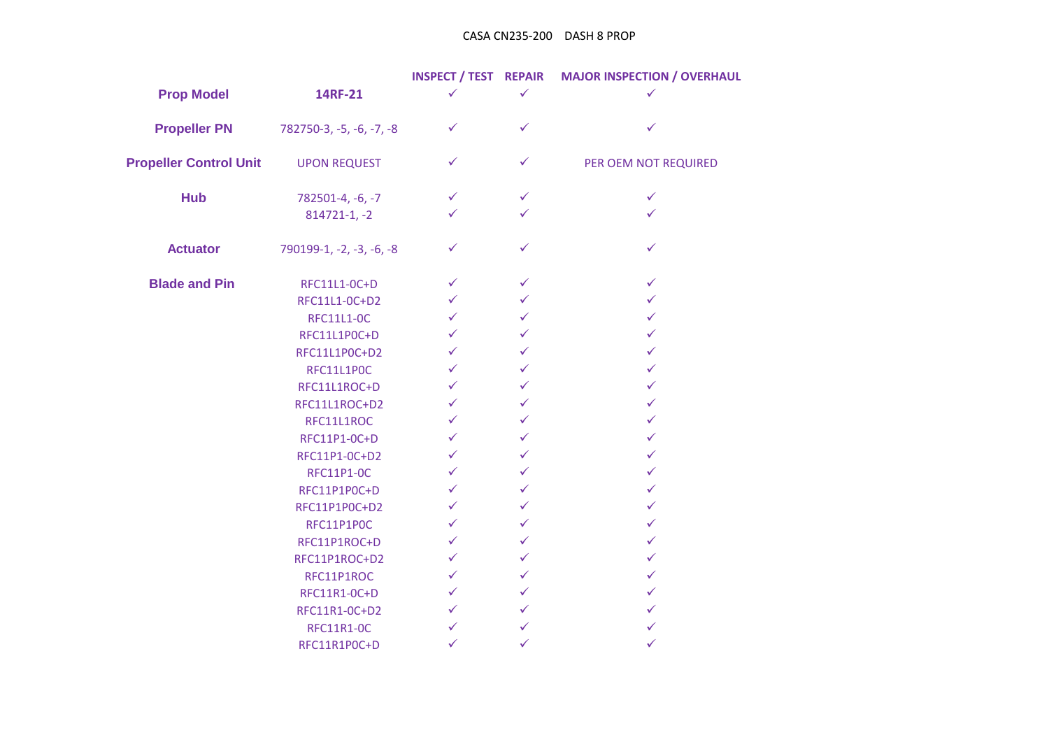CASA CN235-200 DASH 8 PROP

| | | INSPECT / TEST | REPAIR | MAJOR INSPECTION / OVERHAUL |
|---|---|---|---|---|
| **Prop Model** | **14RF-21** | ✓ | ✓ | ✓ |
| **Propeller PN** | 782750-3, -5, -6, -7, -8 | ✓ | ✓ | ✓ |
| **Propeller Control Unit** | UPON REQUEST | ✓ | ✓ | PER OEM NOT REQUIRED |
| **Hub** | 782501-4, -6, -7 | ✓ | ✓ | ✓ |
| | 814721-1, -2 | ✓ | ✓ | ✓ |
| **Actuator** | 790199-1, -2, -3, -6, -8 | ✓ | ✓ | ✓ |
| **Blade and Pin** | RFC11L1-0C+D | ✓ | ✓ | ✓ |
| | RFC11L1-0C+D2 | ✓ | ✓ | ✓ |
| | RFC11L1-0C | ✓ | ✓ | ✓ |
| | RFC11L1P0C+D | ✓ | ✓ | ✓ |
| | RFC11L1P0C+D2 | ✓ | ✓ | ✓ |
| | RFC11L1P0C | ✓ | ✓ | ✓ |
| | RFC11L1ROC+D | ✓ | ✓ | ✓ |
| | RFC11L1ROC+D2 | ✓ | ✓ | ✓ |
| | RFC11L1ROC | ✓ | ✓ | ✓ |
| | RFC11P1-0C+D | ✓ | ✓ | ✓ |
| | RFC11P1-0C+D2 | ✓ | ✓ | ✓ |
| | RFC11P1-0C | ✓ | ✓ | ✓ |
| | RFC11P1P0C+D | ✓ | ✓ | ✓ |
| | RFC11P1P0C+D2 | ✓ | ✓ | ✓ |
| | RFC11P1P0C | ✓ | ✓ | ✓ |
| | RFC11P1ROC+D | ✓ | ✓ | ✓ |
| | RFC11P1ROC+D2 | ✓ | ✓ | ✓ |
| | RFC11P1ROC | ✓ | ✓ | ✓ |
| | RFC11R1-0C+D | ✓ | ✓ | ✓ |
| | RFC11R1-0C+D2 | ✓ | ✓ | ✓ |
| | RFC11R1-0C | ✓ | ✓ | ✓ |
| | RFC11R1P0C+D | ✓ | ✓ | ✓ |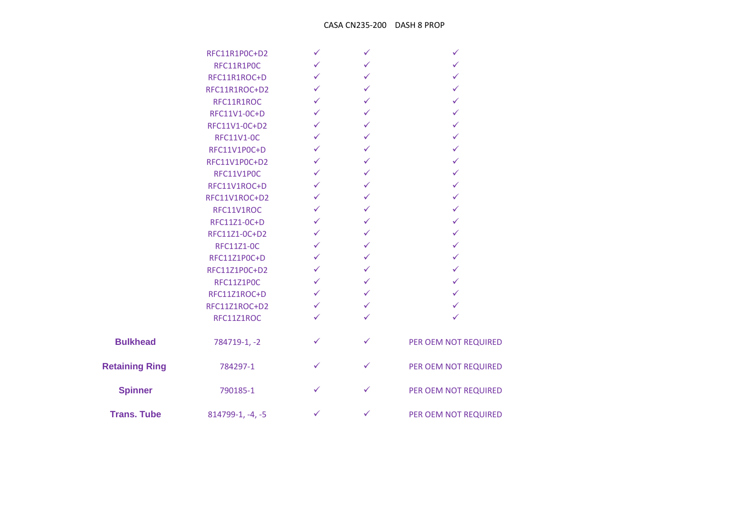| | | CASA CN235-200 | DASH 8 PROP | |
|---|---|---|---|---|
| | RFC11R1P0C+D2 | ✓ | ✓ | ✓ |
| | RFC11R1P0C | ✓ | ✓ | ✓ |
| | RFC11R1ROC+D | ✓ | ✓ | ✓ |
| | RFC11R1ROC+D2 | ✓ | ✓ | ✓ |
| | RFC11R1ROC | ✓ | ✓ | ✓ |
| | RFC11V1-0C+D | ✓ | ✓ | ✓ |
| | RFC11V1-0C+D2 | ✓ | ✓ | ✓ |
| | RFC11V1-0C | ✓ | ✓ | ✓ |
| | RFC11V1P0C+D | ✓ | ✓ | ✓ |
| | RFC11V1P0C+D2 | ✓ | ✓ | ✓ |
| | RFC11V1P0C | ✓ | ✓ | ✓ |
| | RFC11V1ROC+D | ✓ | ✓ | ✓ |
| | RFC11V1ROC+D2 | ✓ | ✓ | ✓ |
| | RFC11V1ROC | ✓ | ✓ | ✓ |
| | RFC11Z1-0C+D | ✓ | ✓ | ✓ |
| | RFC11Z1-0C+D2 | ✓ | ✓ | ✓ |
| | RFC11Z1-0C | ✓ | ✓ | ✓ |
| | RFC11Z1P0C+D | ✓ | ✓ | ✓ |
| | RFC11Z1P0C+D2 | ✓ | ✓ | ✓ |
| | RFC11Z1P0C | ✓ | ✓ | ✓ |
| | RFC11Z1ROC+D | ✓ | ✓ | ✓ |
| | RFC11Z1ROC+D2 | ✓ | ✓ | ✓ |
| | RFC11Z1ROC | ✓ | ✓ | ✓ |
| **Bulkhead** | 784719-1, -2 | ✓ | ✓ | PER OEM NOT REQUIRED |
| **Retaining Ring** | 784297-1 | ✓ | ✓ | PER OEM NOT REQUIRED |
| **Spinner** | 790185-1 | ✓ | ✓ | PER OEM NOT REQUIRED |
| **Trans. Tube** | 814799-1, -4, -5 | ✓ | ✓ | PER OEM NOT REQUIRED |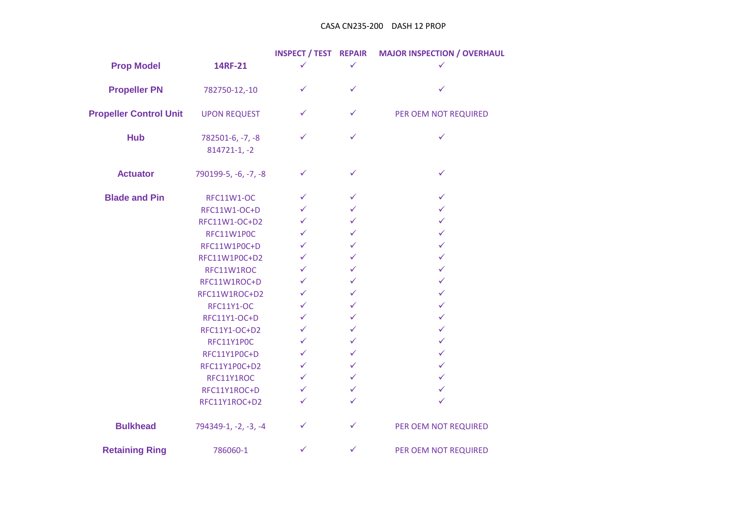CASA CN235-200 DASH 12 PROP

| | | INSPECT / TEST | REPAIR | MAJOR INSPECTION / OVERHAUL |
|---|---|---|---|---|
| **Prop Model** | **14RF-21** | ✓ | ✓ | ✓ |
| **Propeller PN** | 782750-12,-10 | ✓ | ✓ | ✓ |
| **Propeller Control Unit** | UPON REQUEST | ✓ | ✓ | PER OEM NOT REQUIRED |
| **Hub** | 782501-6, -7, -8<br>814721-1, -2 | ✓ | ✓ | ✓ |
| **Actuator** | 790199-5, -6, -7, -8 | ✓ | ✓ | ✓ |
| **Blade and Pin** | RFC11W1-OC | ✓ | ✓ | ✓ |
| | RFC11W1-OC+D | ✓ | ✓ | ✓ |
| | RFC11W1-OC+D2 | ✓ | ✓ | ✓ |
| | RFC11W1P0C | ✓ | ✓ | ✓ |
| | RFC11W1P0C+D | ✓ | ✓ | ✓ |
| | RFC11W1P0C+D2 | ✓ | ✓ | ✓ |
| | RFC11W1ROC | ✓ | ✓ | ✓ |
| | RFC11W1ROC+D | ✓ | ✓ | ✓ |
| | RFC11W1ROC+D2 | ✓ | ✓ | ✓ |
| | RFC11Y1-OC | ✓ | ✓ | ✓ |
| | RFC11Y1-OC+D | ✓ | ✓ | ✓ |
| | RFC11Y1-OC+D2 | ✓ | ✓ | ✓ |
| | RFC11Y1P0C | ✓ | ✓ | ✓ |
| | RFC11Y1P0C+D | ✓ | ✓ | ✓ |
| | RFC11Y1P0C+D2 | ✓ | ✓ | ✓ |
| | RFC11Y1ROC | ✓ | ✓ | ✓ |
| | RFC11Y1ROC+D | ✓ | ✓ | ✓ |
| | RFC11Y1ROC+D2 | ✓ | ✓ | ✓ |
| **Bulkhead** | 794349-1, -2, -3, -4 | ✓ | ✓ | PER OEM NOT REQUIRED |
| **Retaining Ring** | 786060-1 | ✓ | ✓ | PER OEM NOT REQUIRED |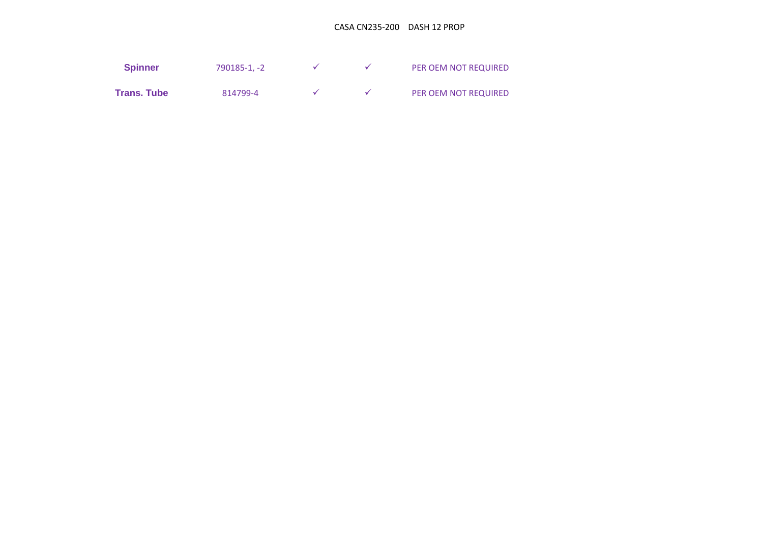CASA CN235-200 DASH 12 PROP

| | | | | |
|---|---|---|---|---|
| **Spinner** | 790185-1, -2 | ✓ | ✓ | PER OEM NOT REQUIRED |
| **Trans. Tube** | 814799-4 | ✓ | ✓ | PER OEM NOT REQUIRED |